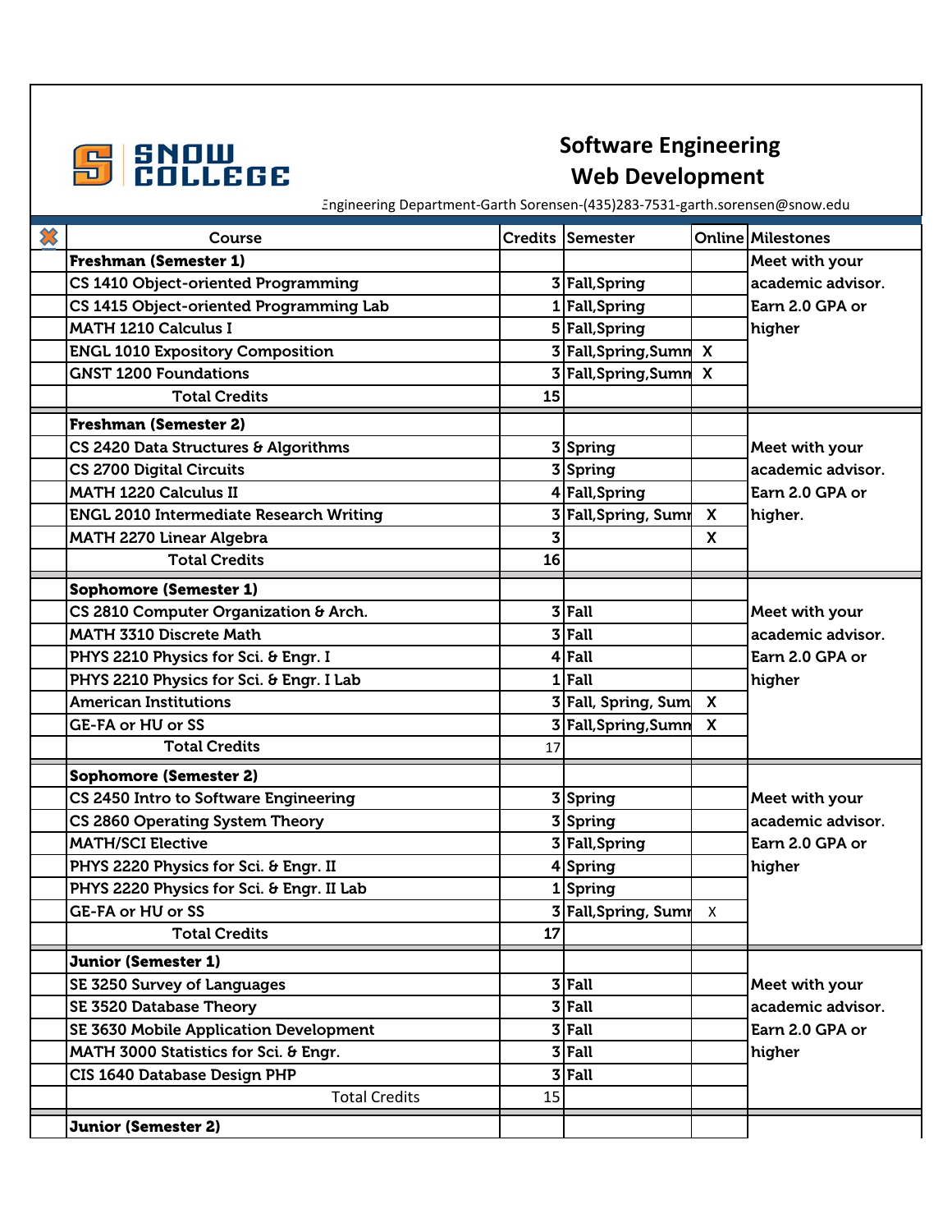# Software Engineering
## Web Development

Engineering Department-Garth Sorensen-(435)283-7531-garth.sorensen@snow.edu

| | Course | Credits | Semester | Online | Milestones |
|---|---|---|---|---|---|
| | **Freshman (Semester 1)** | | | | Meet with your academic advisor. Earn 2.0 GPA or higher |
| | CS 1410 Object-oriented Programming | 3 | Fall,Spring | | |
| | CS 1415 Object-oriented Programming Lab | 1 | Fall,Spring | | |
| | MATH 1210 Calculus I | 5 | Fall,Spring | | |
| | ENGL 1010 Expository Composition | 3 | Fall,Spring,Summ | X | |
| | GNST 1200 Foundations | 3 | Fall,Spring,Summ | X | |
| | Total Credits | 15 | | | |
| | **Freshman (Semester 2)** | | | | |
| | CS 2420 Data Structures & Algorithms | 3 | Spring | | Meet with your academic advisor. Earn 2.0 GPA or higher. |
| | CS 2700 Digital Circuits | 3 | Spring | | |
| | MATH 1220 Calculus II | 4 | Fall,Spring | | |
| | ENGL 2010 Intermediate Research Writing | 3 | Fall,Spring, Summ | X | |
| | MATH 2270 Linear Algebra | 3 | | X | |
| | Total Credits | 16 | | | |
| | **Sophomore (Semester 1)** | | | | |
| | CS 2810 Computer Organization & Arch. | 3 | Fall | | Meet with your academic advisor. Earn 2.0 GPA or higher |
| | MATH 3310 Discrete Math | 3 | Fall | | |
| | PHYS 2210 Physics for Sci. & Engr. I | 4 | Fall | | |
| | PHYS 2210 Physics for Sci. & Engr. I Lab | 1 | Fall | | |
| | American Institutions | 3 | Fall, Spring, Sum | X | |
| | GE-FA or HU or SS | 3 | Fall,Spring,Summ | X | |
| | Total Credits | 17 | | | |
| | **Sophomore (Semester 2)** | | | | |
| | CS 2450 Intro to Software Engineering | 3 | Spring | | Meet with your academic advisor. Earn 2.0 GPA or higher |
| | CS 2860 Operating System Theory | 3 | Spring | | |
| | MATH/SCI Elective | 3 | Fall,Spring | | |
| | PHYS 2220 Physics for Sci. & Engr. II | 4 | Spring | | |
| | PHYS 2220 Physics for Sci. & Engr. II Lab | 1 | Spring | | |
| | GE-FA or HU or SS | 3 | Fall,Spring, Summ | X | |
| | Total Credits | 17 | | | |
| | **Junior (Semester 1)** | | | | |
| | SE 3250 Survey of Languages | 3 | Fall | | Meet with your academic advisor. Earn 2.0 GPA or higher |
| | SE 3520 Database Theory | 3 | Fall | | |
| | SE 3630 Mobile Application Development | 3 | Fall | | |
| | MATH 3000 Statistics for Sci. & Engr. | 3 | Fall | | |
| | CIS 1640 Database Design PHP | 3 | Fall | | |
| | Total Credits | 15 | | | |
| | **Junior (Semester 2)** | | | | |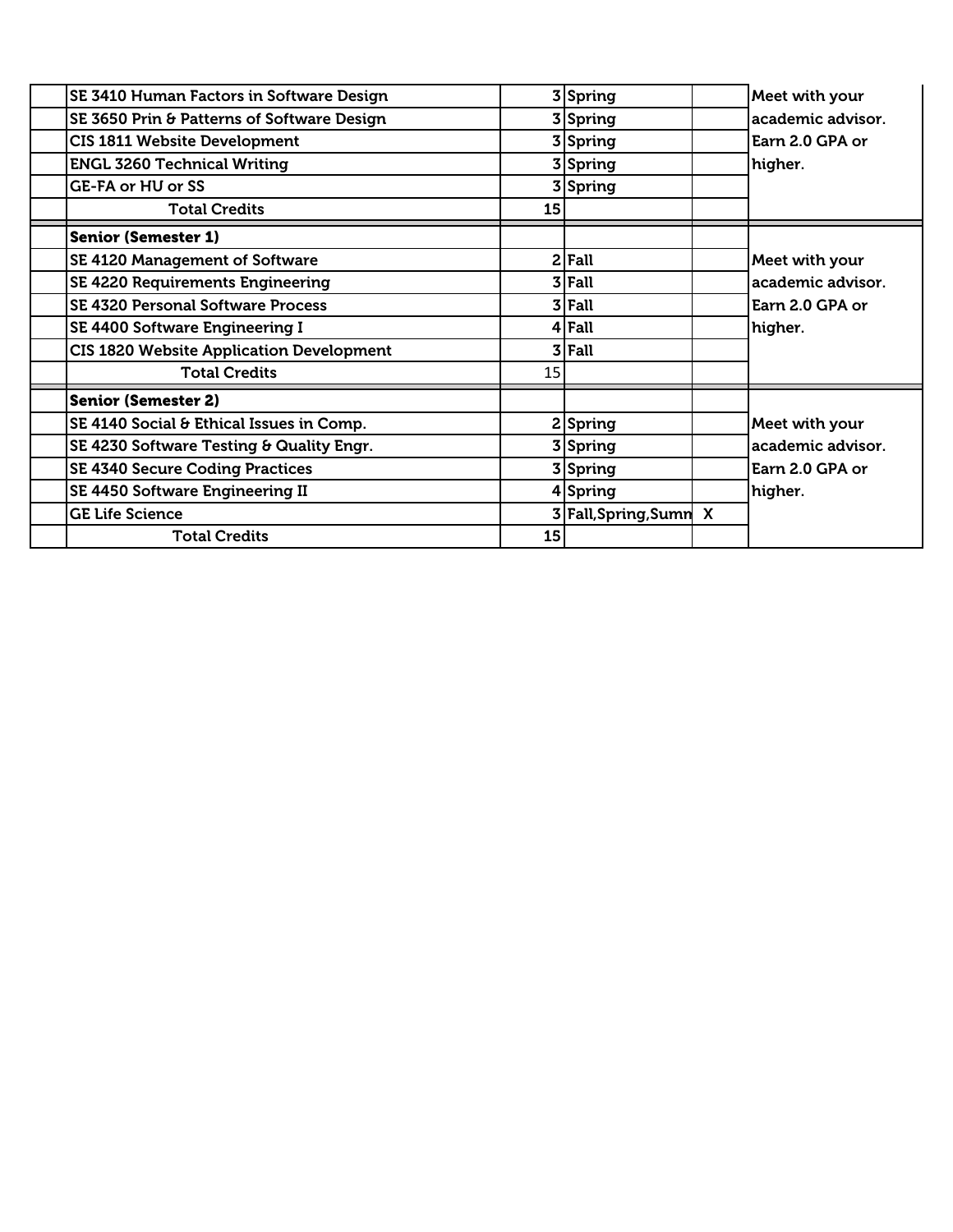| | | | | | |
|---|---|---|---|---|---|
| | SE 3410 Human Factors in Software Design | 3 | Spring | | Meet with your academic advisor. Earn 2.0 GPA or higher. |
| | SE 3650 Prin & Patterns of Software Design | 3 | Spring | | |
| | CIS 1811 Website Development | 3 | Spring | | |
| | ENGL 3260 Technical Writing | 3 | Spring | | |
| | GE-FA or HU or SS | 3 | Spring | | |
| | Total Credits | 15 | | | |
| | **Senior (Semester 1)** | | | | |
| | SE 4120 Management of Software | 2 | Fall | | Meet with your academic advisor. Earn 2.0 GPA or higher. |
| | SE 4220 Requirements Engineering | 3 | Fall | | |
| | SE 4320 Personal Software Process | 3 | Fall | | |
| | SE 4400 Software Engineering I | 4 | Fall | | |
| | CIS 1820 Website Application Development | 3 | Fall | | |
| | Total Credits | 15 | | | |
| | **Senior (Semester 2)** | | | | |
| | SE 4140 Social & Ethical Issues in Comp. | 2 | Spring | | Meet with your academic advisor. Earn 2.0 GPA or higher. |
| | SE 4230 Software Testing & Quality Engr. | 3 | Spring | | |
| | SE 4340 Secure Coding Practices | 3 | Spring | | |
| | SE 4450 Software Engineering II | 4 | Spring | | |
| | GE Life Science | 3 | Fall,Spring,Sumn | X | |
| | Total Credits | 15 | | | |